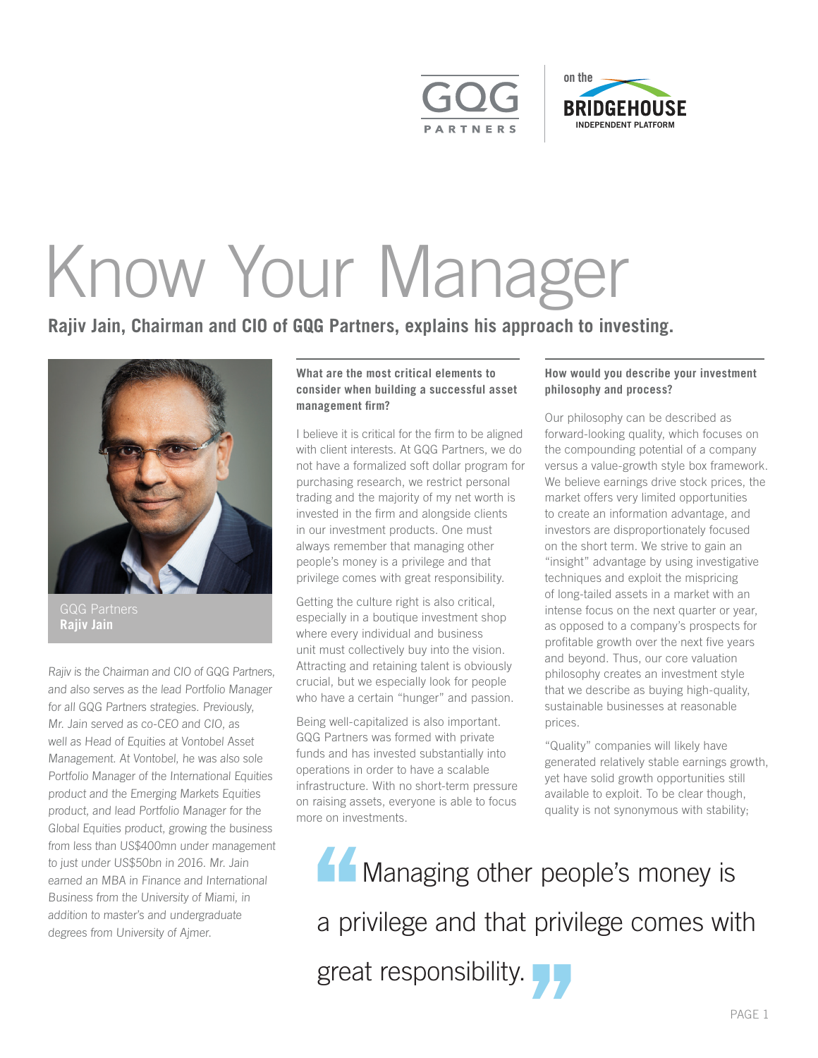# Know Your Manager

**Rajiv Jain, Chairman and CIO of GQG Partners, explains his approach to investing.**

GQG Partners
**Rajiv Jain**

*Rajiv is the Chairman and CIO of GQG Partners, and also serves as the lead Portfolio Manager for all GQG Partners strategies. Previously, Mr. Jain served as co-CEO and CIO, as well as Head of Equities at Vontobel Asset Management. At Vontobel, he was also sole Portfolio Manager of the International Equities product and the Emerging Markets Equities product, and lead Portfolio Manager for the Global Equities product, growing the business from less than US$400mn under management to just under US$50bn in 2016. Mr. Jain earned an MBA in Finance and International Business from the University of Miami, in addition to master's and undergraduate degrees from University of Ajmer.*

### What are the most critical elements to consider when building a successful asset management firm?

I believe it is critical for the firm to be aligned with client interests. At GQG Partners, we do not have a formalized soft dollar program for purchasing research, we restrict personal trading and the majority of my net worth is invested in the firm and alongside clients in our investment products. One must always remember that managing other people's money is a privilege and that privilege comes with great responsibility.

Getting the culture right is also critical, especially in a boutique investment shop where every individual and business unit must collectively buy into the vision. Attracting and retaining talent is obviously crucial, but we especially look for people who have a certain "hunger" and passion.

Being well-capitalized is also important. GQG Partners was formed with private funds and has invested substantially into operations in order to have a scalable infrastructure. With no short-term pressure on raising assets, everyone is able to focus more on investments.

### How would you describe your investment philosophy and process?

Our philosophy can be described as forward-looking quality, which focuses on the compounding potential of a company versus a value-growth style box framework. We believe earnings drive stock prices, the market offers very limited opportunities to create an information advantage, and investors are disproportionately focused on the short term. We strive to gain an "insight" advantage by using investigative techniques and exploit the mispricing of long-tailed assets in a market with an intense focus on the next quarter or year, as opposed to a company's prospects for profitable growth over the next five years and beyond. Thus, our core valuation philosophy creates an investment style that we describe as buying high-quality, sustainable businesses at reasonable prices.

"Quality" companies will likely have generated relatively stable earnings growth, yet have solid growth opportunities still available to exploit. To be clear though, quality is not synonymous with stability;

> "Managing other people's money is a privilege and that privilege comes with great responsibility."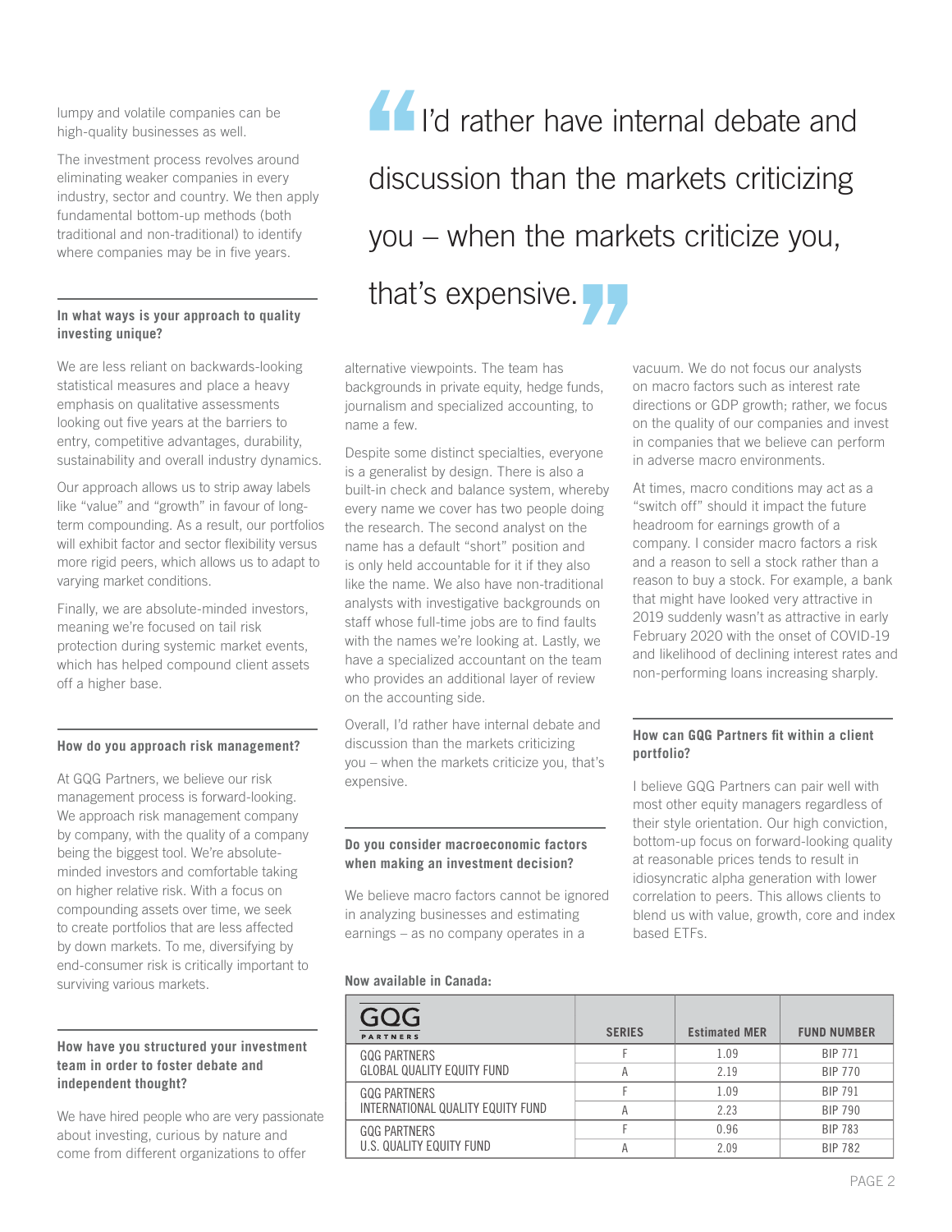lumpy and volatile companies can be high-quality businesses as well.

The investment process revolves around eliminating weaker companies in every industry, sector and country. We then apply fundamental bottom-up methods (both traditional and non-traditional) to identify where companies may be in five years.

> "I'd rather have internal debate and discussion than the markets criticizing you – when the markets criticize you, that's expensive."

**In what ways is your approach to quality investing unique?**

We are less reliant on backwards-looking statistical measures and place a heavy emphasis on qualitative assessments looking out five years at the barriers to entry, competitive advantages, durability, sustainability and overall industry dynamics.

Our approach allows us to strip away labels like "value" and "growth" in favour of long-term compounding. As a result, our portfolios will exhibit factor and sector flexibility versus more rigid peers, which allows us to adapt to varying market conditions.

Finally, we are absolute-minded investors, meaning we're focused on tail risk protection during systemic market events, which has helped compound client assets off a higher base.

**How do you approach risk management?**

At GQG Partners, we believe our risk management process is forward-looking. We approach risk management company by company, with the quality of a company being the biggest tool. We're absolute-minded investors and comfortable taking on higher relative risk. With a focus on compounding assets over time, we seek to create portfolios that are less affected by down markets. To me, diversifying by end-consumer risk is critically important to surviving various markets.

**How have you structured your investment team in order to foster debate and independent thought?**

We have hired people who are very passionate about investing, curious by nature and come from different organizations to offer alternative viewpoints. The team has backgrounds in private equity, hedge funds, journalism and specialized accounting, to name a few.

Despite some distinct specialties, everyone is a generalist by design. There is also a built-in check and balance system, whereby every name we cover has two people doing the research. The second analyst on the name has a default "short" position and is only held accountable for it if they also like the name. We also have non-traditional analysts with investigative backgrounds on staff whose full-time jobs are to find faults with the names we're looking at. Lastly, we have a specialized accountant on the team who provides an additional layer of review on the accounting side.

Overall, I'd rather have internal debate and discussion than the markets criticizing you – when the markets criticize you, that's expensive.

**Do you consider macroeconomic factors when making an investment decision?**

We believe macro factors cannot be ignored in analyzing businesses and estimating earnings – as no company operates in a vacuum. We do not focus our analysts on macro factors such as interest rate directions or GDP growth; rather, we focus on the quality of our companies and invest in companies that we believe can perform in adverse macro environments.

At times, macro conditions may act as a "switch off" should it impact the future headroom for earnings growth of a company. I consider macro factors a risk and a reason to sell a stock rather than a reason to buy a stock. For example, a bank that might have looked very attractive in 2019 suddenly wasn't as attractive in early February 2020 with the onset of COVID-19 and likelihood of declining interest rates and non-performing loans increasing sharply.

**How can GQG Partners fit within a client portfolio?**

I believe GQG Partners can pair well with most other equity managers regardless of their style orientation. Our high conviction, bottom-up focus on forward-looking quality at reasonable prices tends to result in idiosyncratic alpha generation with lower correlation to peers. This allows clients to blend us with value, growth, core and index based ETFs.

**Now available in Canada:**

| GQG PARTNERS | SERIES | Estimated MER | FUND NUMBER |
|---|---|---|---|
| GQG PARTNERS GLOBAL QUALITY EQUITY FUND | F | 1.09 | BIP 771 |
| | A | 2.19 | BIP 770 |
| GQG PARTNERS INTERNATIONAL QUALITY EQUITY FUND | F | 1.09 | BIP 791 |
| | A | 2.23 | BIP 790 |
| GQG PARTNERS U.S. QUALITY EQUITY FUND | F | 0.96 | BIP 783 |
| | A | 2.09 | BIP 782 |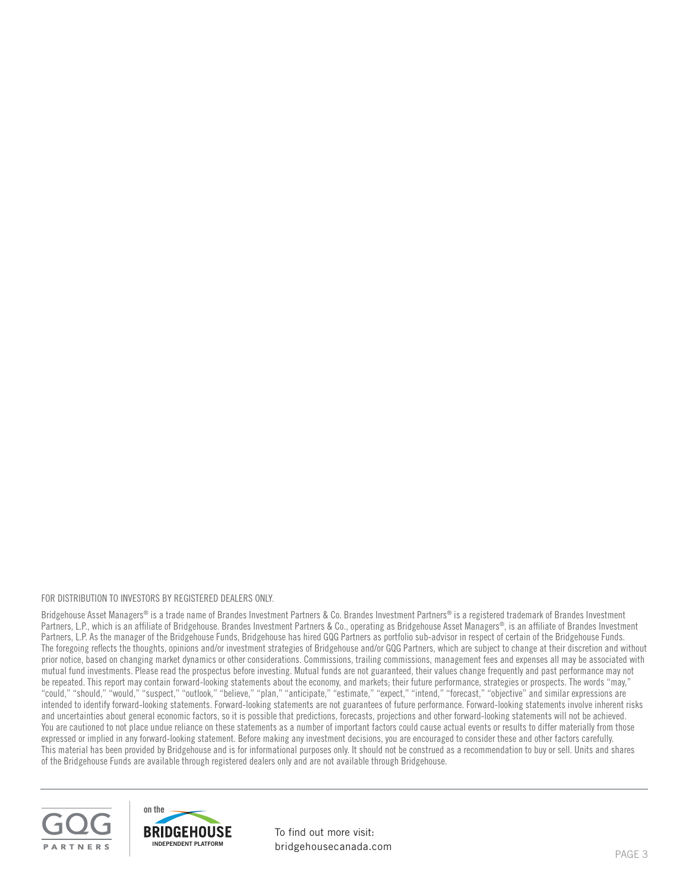FOR DISTRIBUTION TO INVESTORS BY REGISTERED DEALERS ONLY.

Bridgehouse Asset Managers® is a trade name of Brandes Investment Partners & Co. Brandes Investment Partners® is a registered trademark of Brandes Investment Partners, L.P., which is an affiliate of Bridgehouse. Brandes Investment Partners & Co., operating as Bridgehouse Asset Managers®, is an affiliate of Brandes Investment Partners, L.P. As the manager of the Bridgehouse Funds, Bridgehouse has hired GQG Partners as portfolio sub-advisor in respect of certain of the Bridgehouse Funds. The foregoing reflects the thoughts, opinions and/or investment strategies of Bridgehouse and/or GQG Partners, which are subject to change at their discretion and without prior notice, based on changing market dynamics or other considerations. Commissions, trailing commissions, management fees and expenses all may be associated with mutual fund investments. Please read the prospectus before investing. Mutual funds are not guaranteed, their values change frequently and past performance may not be repeated. This report may contain forward-looking statements about the economy, and markets; their future performance, strategies or prospects. The words "may," "could," "should," "would," "suspect," "outlook," "believe," "plan," "anticipate," "estimate," "expect," "intend," "forecast," "objective" and similar expressions are intended to identify forward-looking statements. Forward-looking statements are not guarantees of future performance. Forward-looking statements involve inherent risks and uncertainties about general economic factors, so it is possible that predictions, forecasts, projections and other forward-looking statements will not be achieved. You are cautioned to not place undue reliance on these statements as a number of important factors could cause actual events or results to differ materially from those expressed or implied in any forward-looking statement. Before making any investment decisions, you are encouraged to consider these and other factors carefully. This material has been provided by Bridgehouse and is for informational purposes only. It should not be construed as a recommendation to buy or sell. Units and shares of the Bridgehouse Funds are available through registered dealers only and are not available through Bridgehouse.

GQG PARTNERS

on the BRIDGEHOUSE INDEPENDENT PLATFORM

To find out more visit:
bridgehousecanada.com